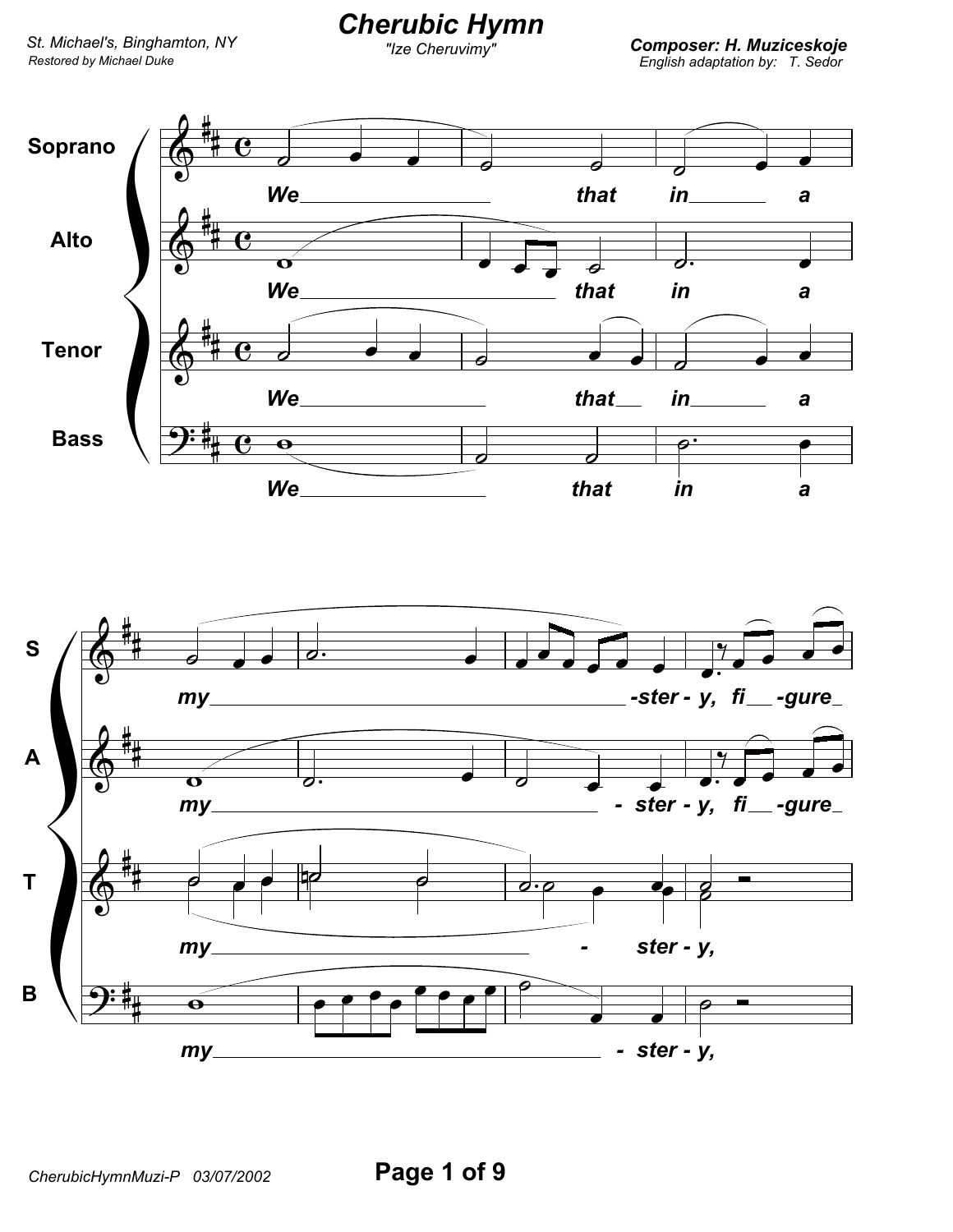# Cherubic Hymn

*"Ize Cheruvimy"*

St. Michael's, Binghamton, NY
*Restored by Michael Duke*

**Composer: H. Muziceskoje**
*English adaptation by: T. Sedor*

Soprano: We___ that in___ a my___ -ster - y, fi__ -gure_

Alto: We___ that in a my___ - ster - y, fi__ -gure_

Tenor: We___ that__ in___ a my___ - ster - y,

Bass: We___ that in a my___ - ster - y,

CherubicHymnMuzi-P 03/07/2002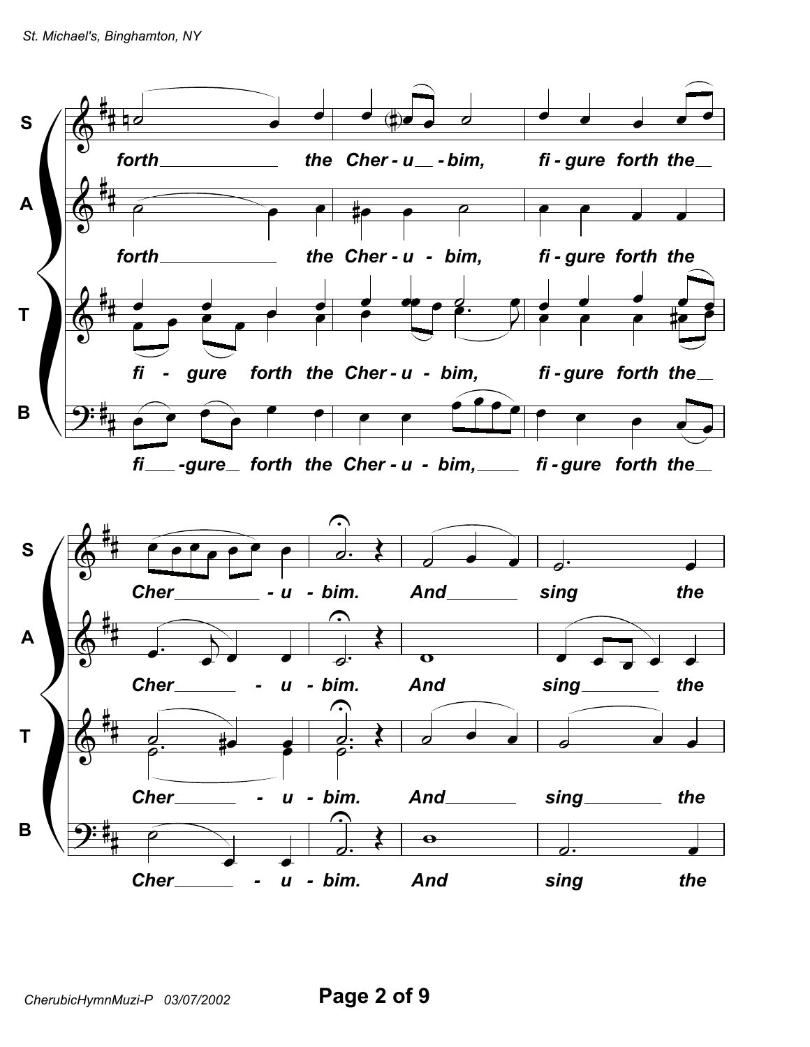**S**

forth the Cher - u - bim, fi - gure forth the Cher - u - bim. And sing the

**A**

forth the Cher - u - bim, fi - gure forth the Cher - u - bim. And sing the

**T**

fi - gure forth the Cher - u - bim, fi - gure forth the Cher - u - bim. And sing the

**B**

fi -gure forth the Cher - u - bim, fi - gure forth the Cher - u - bim. And sing the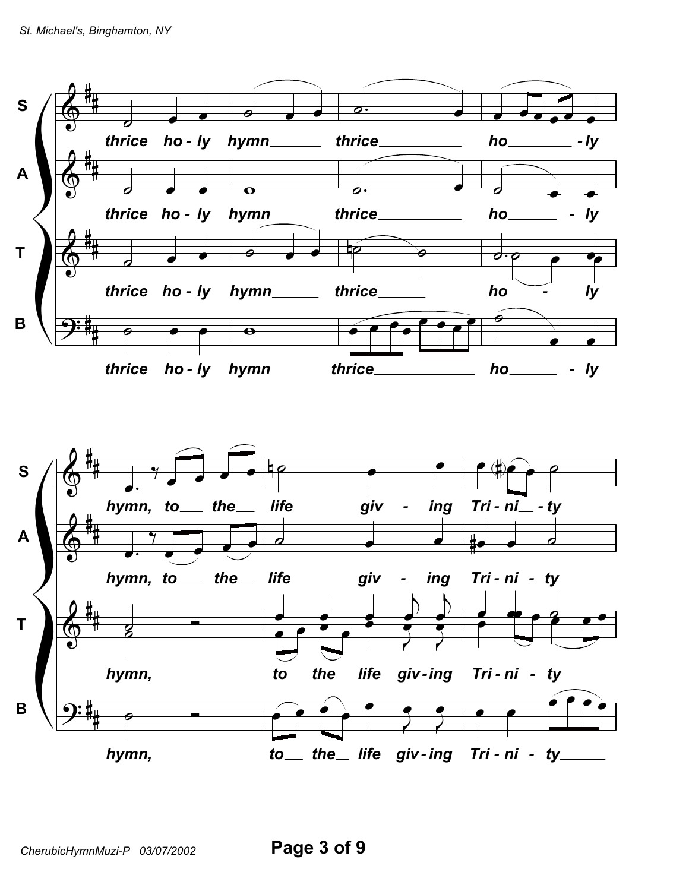**S:** thrice ho-ly hymn thrice ho-ly

**A:** thrice ho-ly hymn thrice ho-ly

**T:** thrice ho-ly hymn thrice ho - ly

**B:** thrice ho-ly hymn thrice ho - ly

**S:** hymn, to the life giv - ing Tri-ni - ty

**A:** hymn, to the life giv - ing Tri-ni - ty

**T:** hymn, to the life giv-ing Tri-ni - ty

**B:** hymn, to the life giv-ing Tri-ni - ty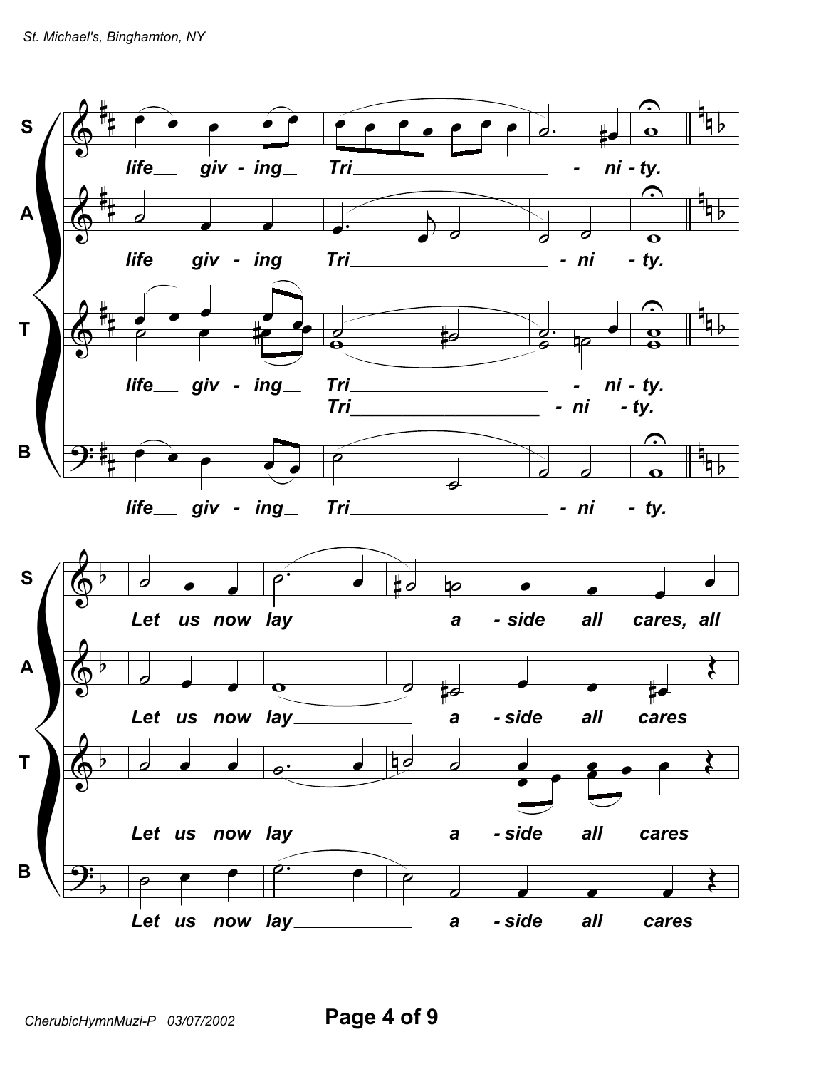**S** life giv - ing Tri - ni - ty.

**A** life giv - ing Tri - ni - ty.

**T** life giv - ing Tri - ni - ty.
Tri - ni - ty.

**B** life giv - ing Tri - ni - ty.

**S** Let us now lay a - side all cares, all

**A** Let us now lay a - side all cares

**T** Let us now lay a - side all cares

**B** Let us now lay a - side all cares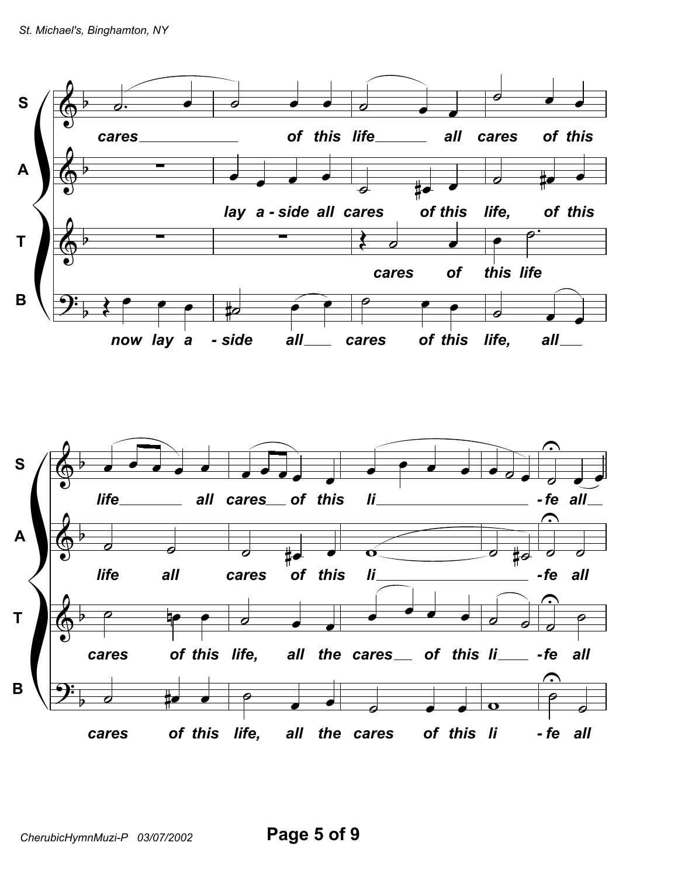S: cares of this life all cares of this life all cares of this li - fe all

A: lay a - side all cares of this life, of this life all cares of this li - fe all

T: cares of this life cares of this life, all the cares of this li - fe all

B: now lay a - side all cares of this life, all cares of this life, all the cares of this li - fe all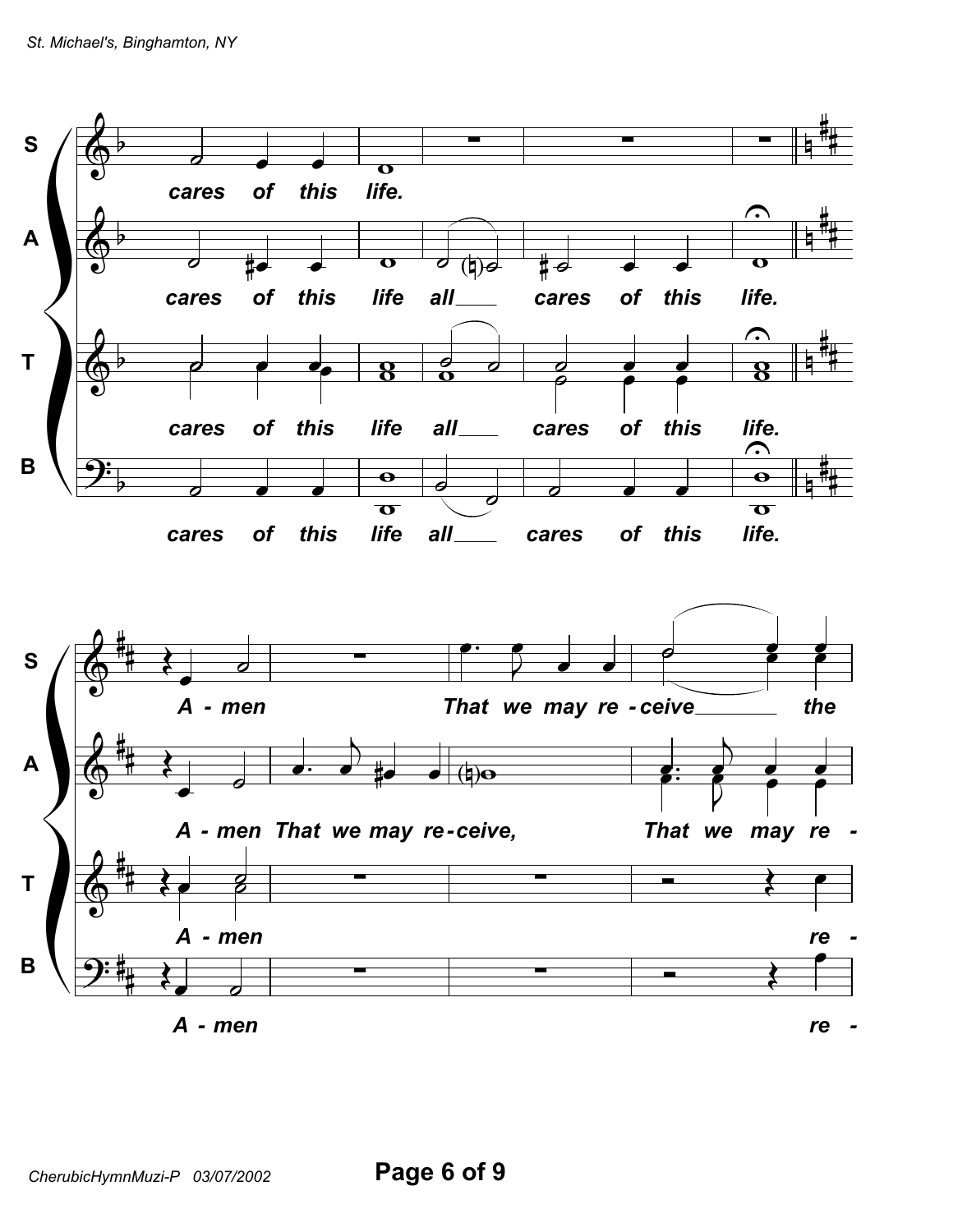S

cares of this life.

A

cares of this life all___ cares of this life.

T

cares of this life all___ cares of this life.

B

cares of this life all___ cares of this life.

S

A - men That we may re - ceive_______ the

A

A - men That we may re - ceive, That we may re -

T

A - men re -

B

A - men re -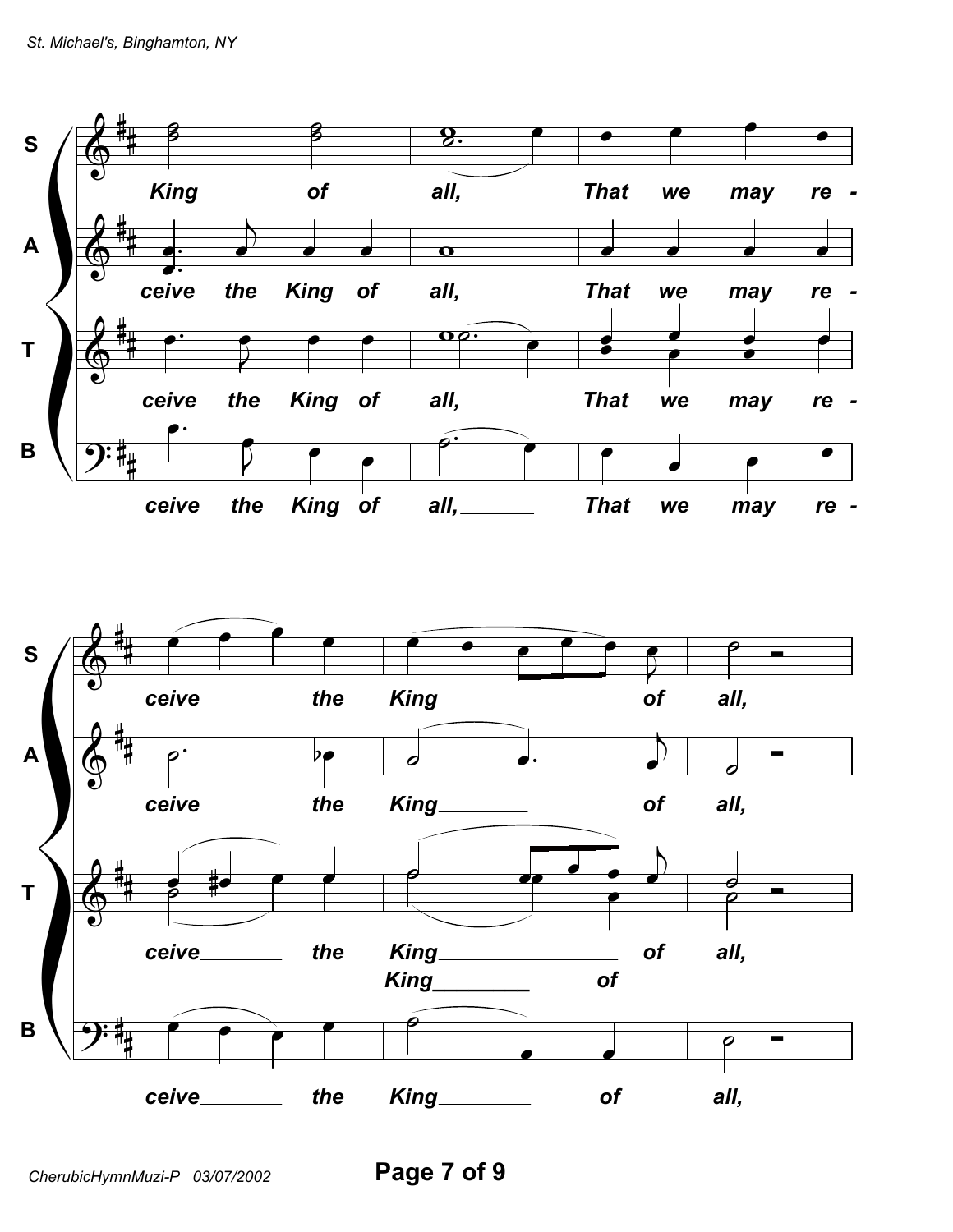**S** King of all, That we may re - ceive the King of all,

**A** ceive the King of all, That we may re - ceive the King of all,

**T** ceive the King of all, That we may re - ceive the King of all, King of

**B** ceive the King of all, That we may re - ceive the King of all,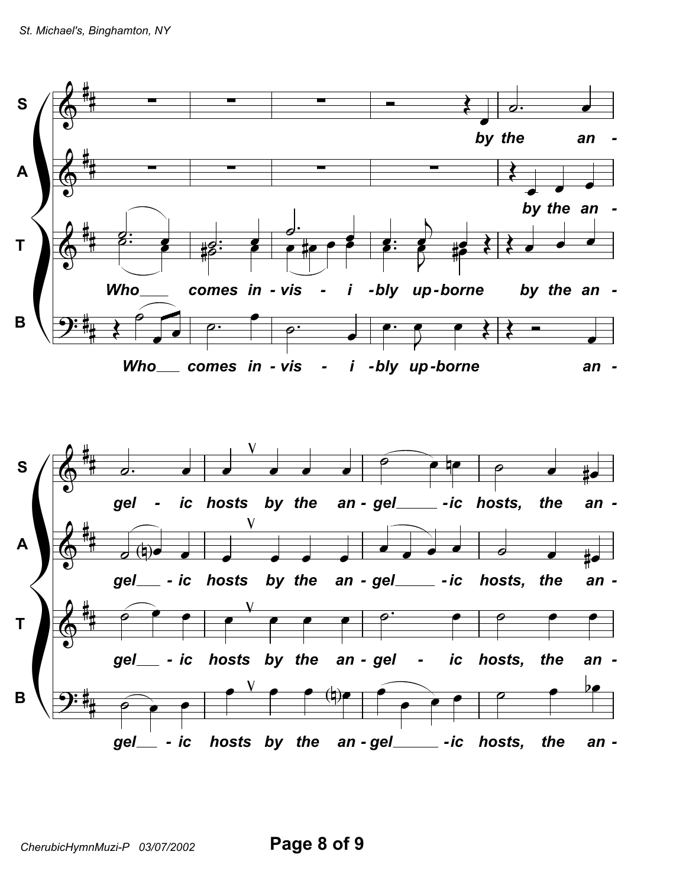**S**
by the an - gel - ic hosts by the an - gel - ic hosts, the an -

**A**
by the an - gel - ic hosts by the an - gel - ic hosts, the an -

**T**
Who comes in - vis - i - bly up - borne by the an - gel - ic hosts by the an - gel - ic hosts, the an -

**B**
Who comes in - vis - i - bly up - borne an - gel - ic hosts by the an - gel - ic hosts, the an -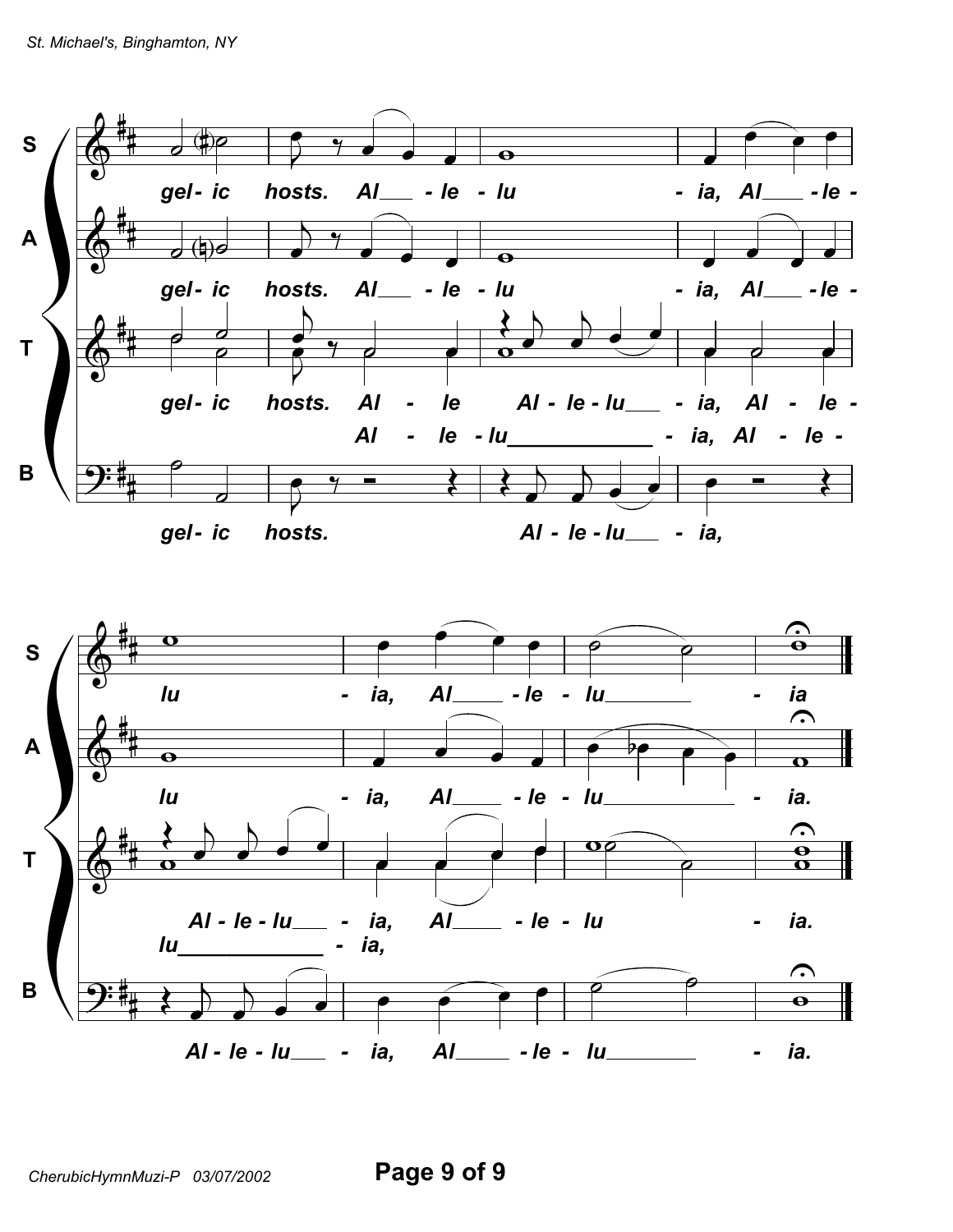S: gel- ic hosts. Al___ - le - lu - ia, Al___ - le -

A: gel- ic hosts. Al___ - le - lu - ia, Al___ - le -

T: gel- ic hosts. Al - le Al - le - lu___ - ia, Al - le -

Al - le - lu____________ - ia, Al - le -

B: gel- ic hosts. Al - le - lu___ - ia,

S: lu - ia, Al____ - le - lu________ - ia

A: lu - ia, Al____ - le - lu____________ - ia.

T: Al - le - lu___ - ia, Al____ - le - lu - ia.

lu_____________ - ia,

B: Al - le - lu___ - ia, Al_____ - le - lu________ - ia.